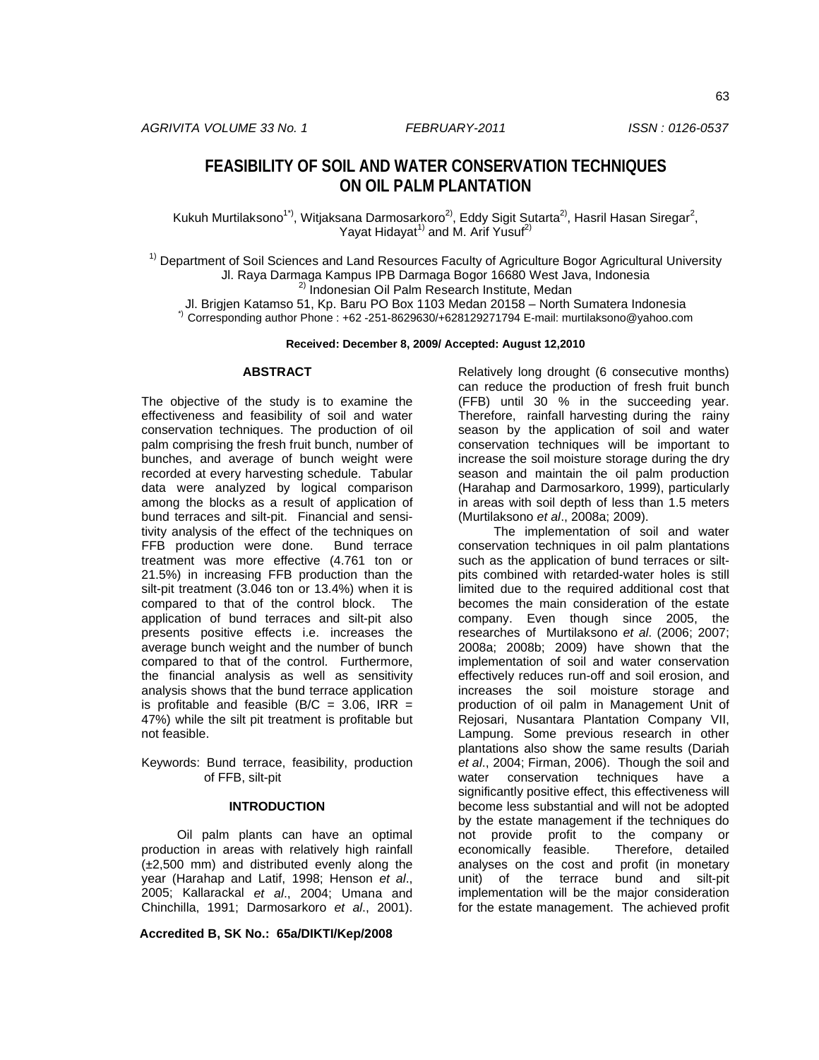# FEASIBILITY OF SOIL AND WATER CONSERVATION TECHNIQUES ON OIL PALM PLANTATION

Kukuh Murtilaksono[1*)], Witjaksana Darmosarkoro[2)], Eddy Sigit Sutarta[2)], Hasril Hasan Siregar[2], Yayat Hidayat[1)] and M. Arif Yusuf[2)]

[1)] Department of Soil Sciences and Land Resources Faculty of Agriculture Bogor Agricultural University
Jl. Raya Darmaga Kampus IPB Darmaga Bogor 16680 West Java, Indonesia
[2)] Indonesian Oil Palm Research Institute, Medan
Jl. Brigjen Katamso 51, Kp. Baru PO Box 1103 Medan 20158 – North Sumatera Indonesia
[*)] Corresponding author Phone : +62 -251-8629630/+628129271794 E-mail: murtilaksono@yahoo.com

**Received: December 8, 2009/ Accepted: August 12,2010**

## ABSTRACT

The objective of the study is to examine the effectiveness and feasibility of soil and water conservation techniques. The production of oil palm comprising the fresh fruit bunch, number of bunches, and average of bunch weight were recorded at every harvesting schedule. Tabular data were analyzed by logical comparison among the blocks as a result of application of bund terraces and silt-pit. Financial and sensitivity analysis of the effect of the techniques on FFB production were done. Bund terrace treatment was more effective (4.761 ton or 21.5%) in increasing FFB production than the silt-pit treatment (3.046 ton or 13.4%) when it is compared to that of the control block. The application of bund terraces and silt-pit also presents positive effects i.e. increases the average bunch weight and the number of bunch compared to that of the control. Furthermore, the financial analysis as well as sensitivity analysis shows that the bund terrace application is profitable and feasible (B/C = 3.06, IRR = 47%) while the silt pit treatment is profitable but not feasible.

Keywords: Bund terrace, feasibility, production of FFB, silt-pit

## INTRODUCTION

Oil palm plants can have an optimal production in areas with relatively high rainfall (±2,500 mm) and distributed evenly along the year (Harahap and Latif, 1998; Henson *et al*., 2005; Kallarackal *et al*., 2004; Umana and Chinchilla, 1991; Darmosarkoro *et al*., 2001). Relatively long drought (6 consecutive months) can reduce the production of fresh fruit bunch (FFB) until 30 % in the succeeding year. Therefore, rainfall harvesting during the rainy season by the application of soil and water conservation techniques will be important to increase the soil moisture storage during the dry season and maintain the oil palm production (Harahap and Darmosarkoro, 1999), particularly in areas with soil depth of less than 1.5 meters (Murtilaksono *et al*., 2008a; 2009).

The implementation of soil and water conservation techniques in oil palm plantations such as the application of bund terraces or silt-pits combined with retarded-water holes is still limited due to the required additional cost that becomes the main consideration of the estate company. Even though since 2005, the researches of Murtilaksono *et al*. (2006; 2007; 2008a; 2008b; 2009) have shown that the implementation of soil and water conservation effectively reduces run-off and soil erosion, and increases the soil moisture storage and production of oil palm in Management Unit of Rejosari, Nusantara Plantation Company VII, Lampung. Some previous research in other plantations also show the same results (Dariah *et al*., 2004; Firman, 2006). Though the soil and water conservation techniques have a significantly positive effect, this effectiveness will become less substantial and will not be adopted by the estate management if the techniques do not provide profit to the company or economically feasible. Therefore, detailed analyses on the cost and profit (in monetary unit) of the terrace bund and silt-pit implementation will be the major consideration for the estate management. The achieved profit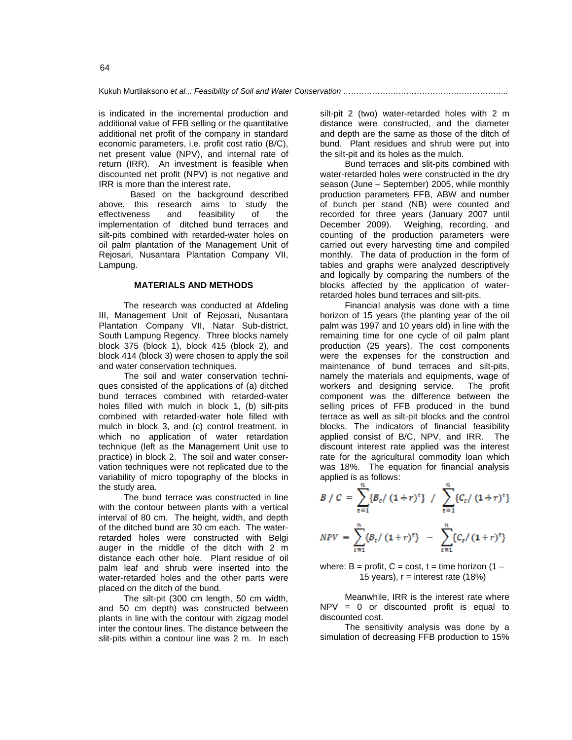is indicated in the incremental production and additional value of FFB selling or the quantitative additional net profit of the company in standard economic parameters, i.e. profit cost ratio (B/C), net present value (NPV), and internal rate of return (IRR). An investment is feasible when discounted net profit (NPV) is not negative and IRR is more than the interest rate.

Based on the background described above, this research aims to study the effectiveness and feasibility of the implementation of ditched bund terraces and silt-pits combined with retarded-water holes on oil palm plantation of the Management Unit of Rejosari, Nusantara Plantation Company VII, Lampung.

## MATERIALS AND METHODS

The research was conducted at Afdeling III, Management Unit of Rejosari, Nusantara Plantation Company VII, Natar Sub-district, South Lampung Regency. Three blocks namely block 375 (block 1), block 415 (block 2), and block 414 (block 3) were chosen to apply the soil and water conservation techniques.

The soil and water conservation techniques consisted of the applications of (a) ditched bund terraces combined with retarded-water holes filled with mulch in block 1, (b) silt-pits combined with retarded-water hole filled with mulch in block 3, and (c) control treatment, in which no application of water retardation technique (left as the Management Unit use to practice) in block 2. The soil and water conservation techniques were not replicated due to the variability of micro topography of the blocks in the study area.

The bund terrace was constructed in line with the contour between plants with a vertical interval of 80 cm. The height, width, and depth of the ditched bund are 30 cm each. The water-retarded holes were constructed with Belgi auger in the middle of the ditch with 2 m distance each other hole. Plant residue of oil palm leaf and shrub were inserted into the water-retarded holes and the other parts were placed on the ditch of the bund.

The silt-pit (300 cm length, 50 cm width, and 50 cm depth) was constructed between plants in line with the contour with zigzag model inter the contour lines. The distance between the slit-pits within a contour line was 2 m. In each silt-pit 2 (two) water-retarded holes with 2 m distance were constructed, and the diameter and depth are the same as those of the ditch of bund. Plant residues and shrub were put into the silt-pit and its holes as the mulch.

Bund terraces and slit-pits combined with water-retarded holes were constructed in the dry season (June – September) 2005, while monthly production parameters FFB, ABW and number of bunch per stand (NB) were counted and recorded for three years (January 2007 until December 2009). Weighing, recording, and counting of the production parameters were carried out every harvesting time and compiled monthly. The data of production in the form of tables and graphs were analyzed descriptively and logically by comparing the numbers of the blocks affected by the application of water-retarded holes bund terraces and silt-pits.

Financial analysis was done with a time horizon of 15 years (the planting year of the oil palm was 1997 and 10 years old) in line with the remaining time for one cycle of oil palm plant production (25 years). The cost components were the expenses for the construction and maintenance of bund terraces and silt-pits, namely the materials and equipments, wage of workers and designing service. The profit component was the difference between the selling prices of FFB produced in the bund terrace as well as silt-pit blocks and the control blocks. The indicators of financial feasibility applied consist of B/C, NPV, and IRR. The discount interest rate applied was the interest rate for the agricultural commodity loan which was 18%. The equation for financial analysis applied is as follows:

$$B/C = \sum_{t=1}^{n} \{B_t/(1+r)^t\} \;/\; \sum_{t=1}^{n} \{C_t/(1+r)^t\}$$

$$NPV = \sum_{t=1}^{n} \{B_t/(1+r)^t\} \;-\; \sum_{t=1}^{n} \{C_t/(1+r)^t\}$$

where: B = profit, C = cost, t = time horizon (1 – 15 years), r = interest rate (18%)

Meanwhile, IRR is the interest rate where NPV = 0 or discounted profit is equal to discounted cost.

The sensitivity analysis was done by a simulation of decreasing FFB production to 15%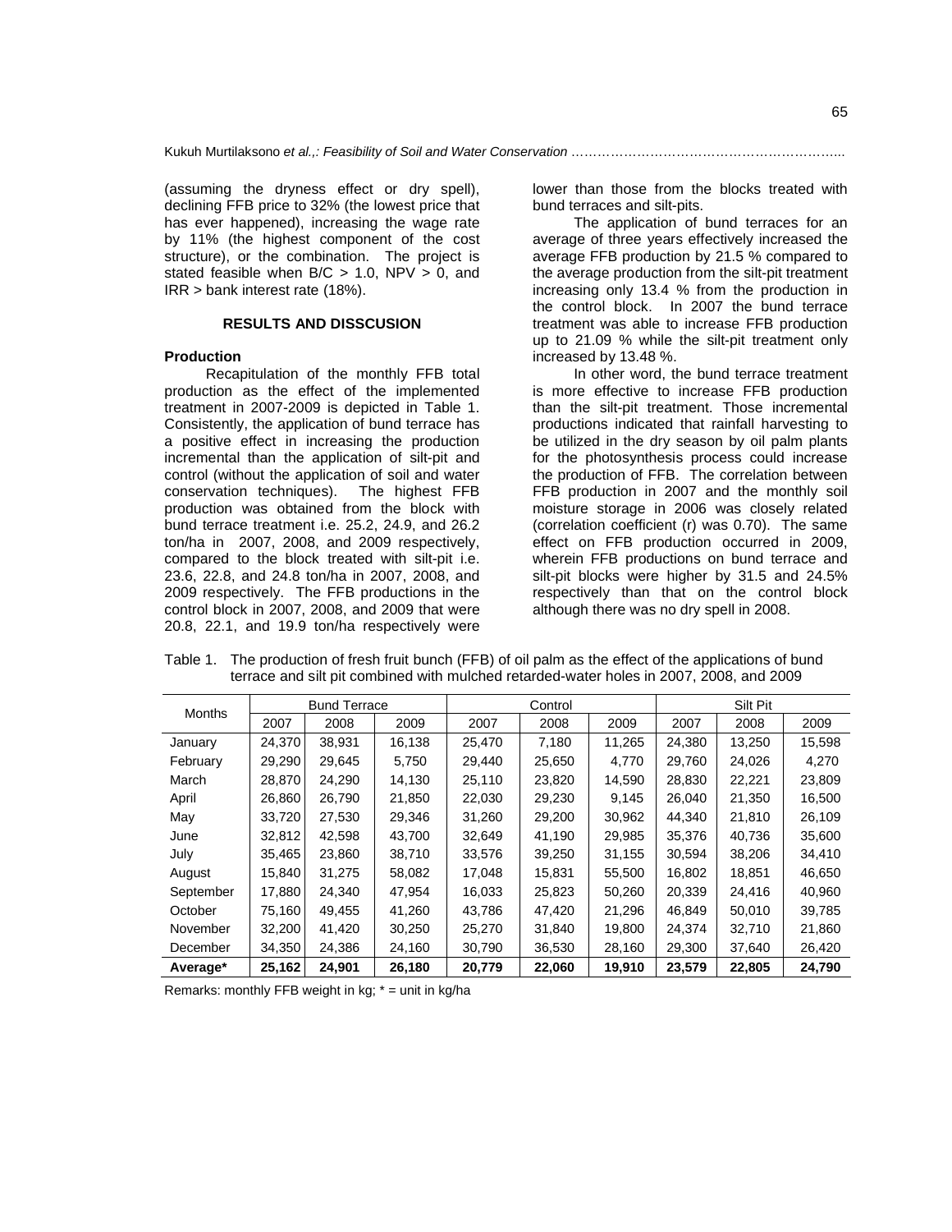(assuming the dryness effect or dry spell), declining FFB price to 32% (the lowest price that has ever happened), increasing the wage rate by 11% (the highest component of the cost structure), or the combination. The project is stated feasible when B/C > 1.0, NPV > 0, and IRR > bank interest rate (18%).

## RESULTS AND DISSCUSION

### Production

Recapitulation of the monthly FFB total production as the effect of the implemented treatment in 2007-2009 is depicted in Table 1. Consistently, the application of bund terrace has a positive effect in increasing the production incremental than the application of silt-pit and control (without the application of soil and water conservation techniques). The highest FFB production was obtained from the block with bund terrace treatment i.e. 25.2, 24.9, and 26.2 ton/ha in 2007, 2008, and 2009 respectively, compared to the block treated with silt-pit i.e. 23.6, 22.8, and 24.8 ton/ha in 2007, 2008, and 2009 respectively. The FFB productions in the control block in 2007, 2008, and 2009 that were 20.8, 22.1, and 19.9 ton/ha respectively were lower than those from the blocks treated with bund terraces and silt-pits.

The application of bund terraces for an average of three years effectively increased the average FFB production by 21.5 % compared to the average production from the silt-pit treatment increasing only 13.4 % from the production in the control block. In 2007 the bund terrace treatment was able to increase FFB production up to 21.09 % while the silt-pit treatment only increased by 13.48 %.

In other word, the bund terrace treatment is more effective to increase FFB production than the silt-pit treatment. Those incremental productions indicated that rainfall harvesting to be utilized in the dry season by oil palm plants for the photosynthesis process could increase the production of FFB. The correlation between FFB production in 2007 and the monthly soil moisture storage in 2006 was closely related (correlation coefficient (r) was 0.70). The same effect on FFB production occurred in 2009, wherein FFB productions on bund terrace and silt-pit blocks were higher by 31.5 and 24.5% respectively than that on the control block although there was no dry spell in 2008.

Table 1. The production of fresh fruit bunch (FFB) of oil palm as the effect of the applications of bund terrace and silt pit combined with mulched retarded-water holes in 2007, 2008, and 2009

| Months | Bund Terrace | | | Control | | | Silt Pit | | |
|---|---|---|---|---|---|---|---|---|---|
| | 2007 | 2008 | 2009 | 2007 | 2008 | 2009 | 2007 | 2008 | 2009 |
| January | 24,370 | 38,931 | 16,138 | 25,470 | 7,180 | 11,265 | 24,380 | 13,250 | 15,598 |
| February | 29,290 | 29,645 | 5,750 | 29,440 | 25,650 | 4,770 | 29,760 | 24,026 | 4,270 |
| March | 28,870 | 24,290 | 14,130 | 25,110 | 23,820 | 14,590 | 28,830 | 22,221 | 23,809 |
| April | 26,860 | 26,790 | 21,850 | 22,030 | 29,230 | 9,145 | 26,040 | 21,350 | 16,500 |
| May | 33,720 | 27,530 | 29,346 | 31,260 | 29,200 | 30,962 | 44,340 | 21,810 | 26,109 |
| June | 32,812 | 42,598 | 43,700 | 32,649 | 41,190 | 29,985 | 35,376 | 40,736 | 35,600 |
| July | 35,465 | 23,860 | 38,710 | 33,576 | 39,250 | 31,155 | 30,594 | 38,206 | 34,410 |
| August | 15,840 | 31,275 | 58,082 | 17,048 | 15,831 | 55,500 | 16,802 | 18,851 | 46,650 |
| September | 17,880 | 24,340 | 47,954 | 16,033 | 25,823 | 50,260 | 20,339 | 24,416 | 40,960 |
| October | 75,160 | 49,455 | 41,260 | 43,786 | 47,420 | 21,296 | 46,849 | 50,010 | 39,785 |
| November | 32,200 | 41,420 | 30,250 | 25,270 | 31,840 | 19,800 | 24,374 | 32,710 | 21,860 |
| December | 34,350 | 24,386 | 24,160 | 30,790 | 36,530 | 28,160 | 29,300 | 37,640 | 26,420 |
| **Average*** | **25,162** | **24,901** | **26,180** | **20,779** | **22,060** | **19,910** | **23,579** | **22,805** | **24,790** |

Remarks: monthly FFB weight in kg; * = unit in kg/ha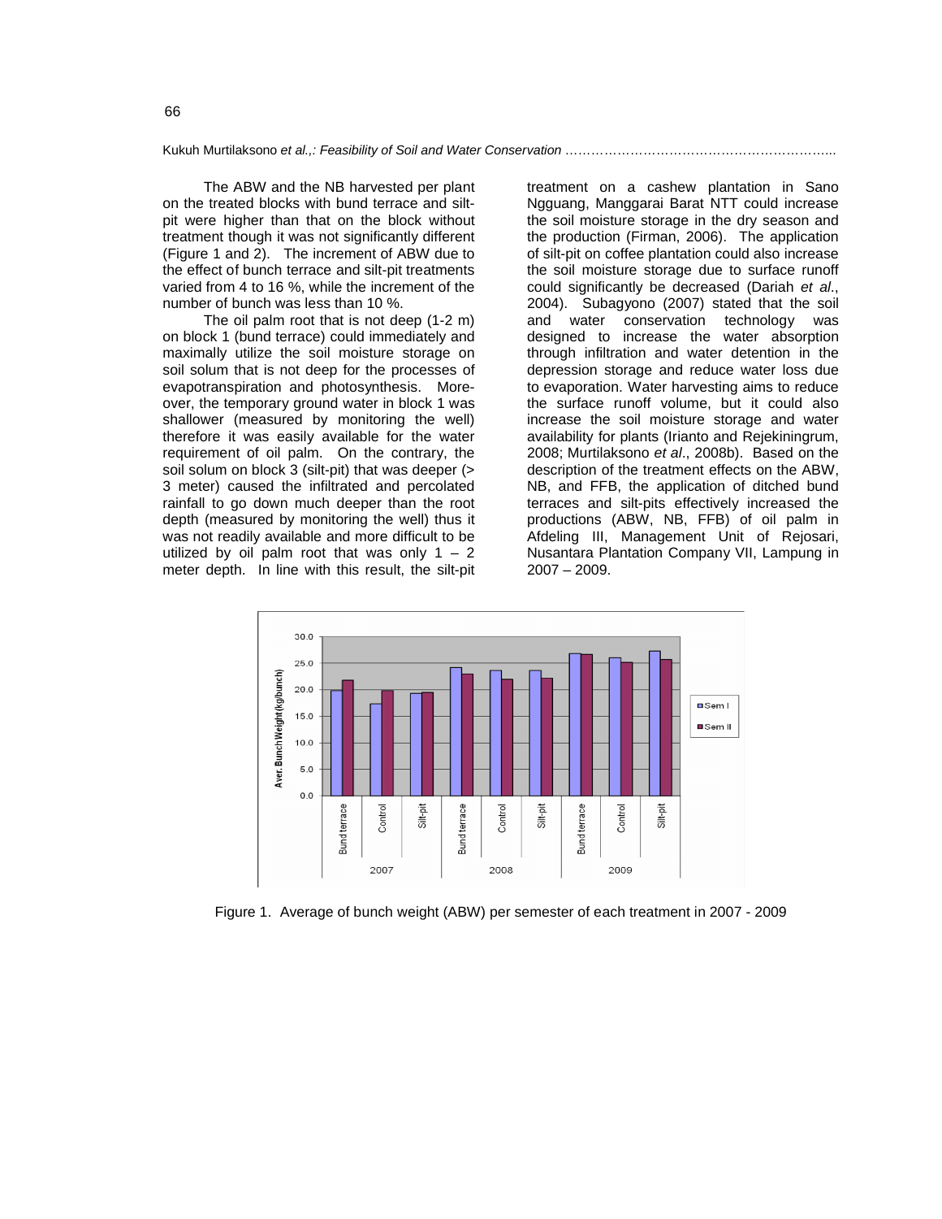The ABW and the NB harvested per plant on the treated blocks with bund terrace and silt-pit were higher than that on the block without treatment though it was not significantly different (Figure 1 and 2). The increment of ABW due to the effect of bunch terrace and silt-pit treatments varied from 4 to 16 %, while the increment of the number of bunch was less than 10 %.

The oil palm root that is not deep (1-2 m) on block 1 (bund terrace) could immediately and maximally utilize the soil moisture storage on soil solum that is not deep for the processes of evapotranspiration and photosynthesis. Moreover, the temporary ground water in block 1 was shallower (measured by monitoring the well) therefore it was easily available for the water requirement of oil palm. On the contrary, the soil solum on block 3 (silt-pit) that was deeper (> 3 meter) caused the infiltrated and percolated rainfall to go down much deeper than the root depth (measured by monitoring the well) thus it was not readily available and more difficult to be utilized by oil palm root that was only 1 – 2 meter depth. In line with this result, the silt-pit treatment on a cashew plantation in Sano Ngguang, Manggarai Barat NTT could increase the soil moisture storage in the dry season and the production (Firman, 2006). The application of silt-pit on coffee plantation could also increase the soil moisture storage due to surface runoff could significantly be decreased (Dariah *et al*., 2004). Subagyono (2007) stated that the soil and water conservation technology was designed to increase the water absorption through infiltration and water detention in the depression storage and reduce water loss due to evaporation. Water harvesting aims to reduce the surface runoff volume, but it could also increase the soil moisture storage and water availability for plants (Irianto and Rejekiningrum, 2008; Murtilaksono *et al*., 2008b). Based on the description of the treatment effects on the ABW, NB, and FFB, the application of ditched bund terraces and silt-pits effectively increased the productions (ABW, NB, FFB) of oil palm in Afdeling III, Management Unit of Rejosari, Nusantara Plantation Company VII, Lampung in 2007 – 2009.

Figure 1. Average of bunch weight (ABW) per semester of each treatment in 2007 - 2009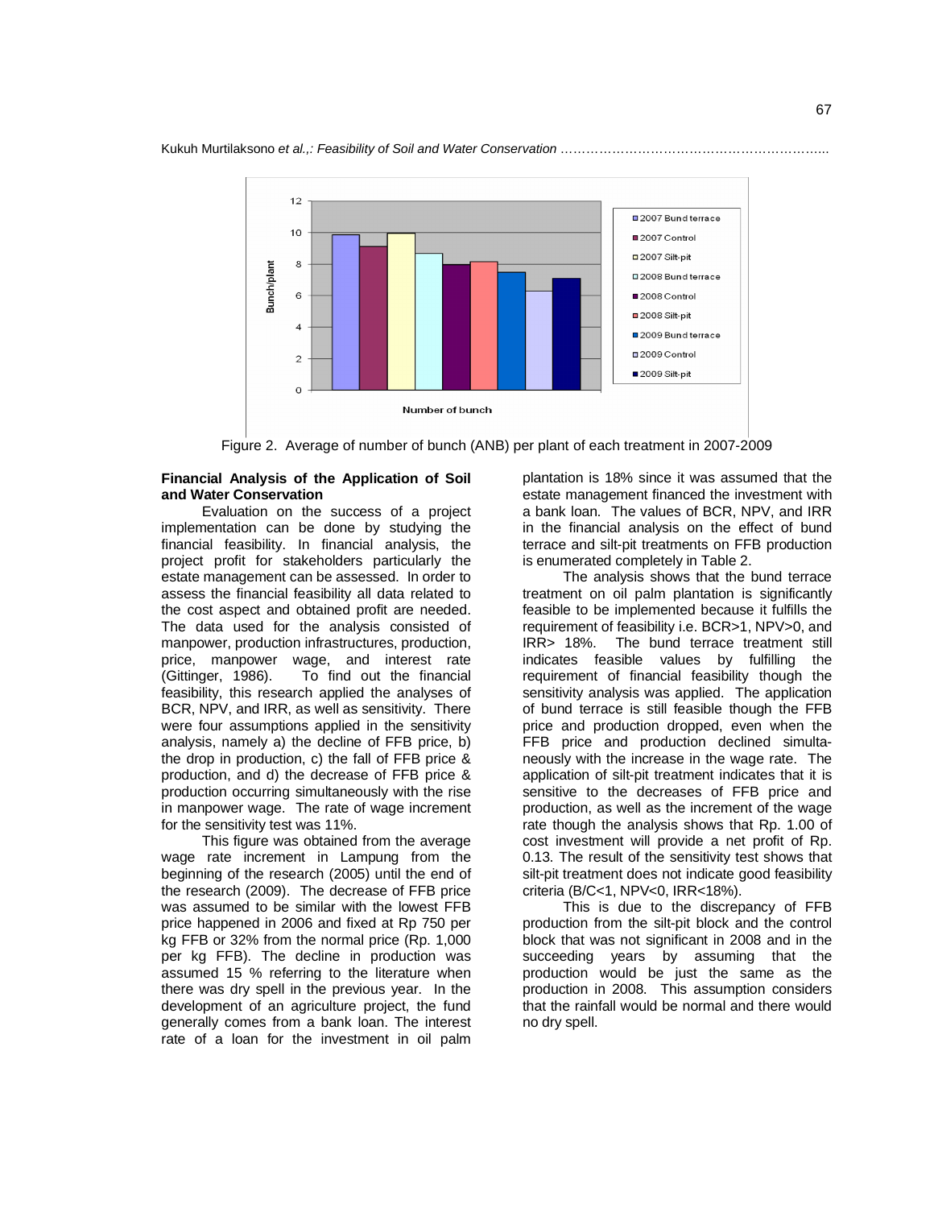Figure 2. Average of number of bunch (ANB) per plant of each treatment in 2007-2009

**Financial Analysis of the Application of Soil and Water Conservation**

Evaluation on the success of a project implementation can be done by studying the financial feasibility. In financial analysis, the project profit for stakeholders particularly the estate management can be assessed. In order to assess the financial feasibility all data related to the cost aspect and obtained profit are needed. The data used for the analysis consisted of manpower, production infrastructures, production, price, manpower wage, and interest rate (Gittinger, 1986). To find out the financial feasibility, this research applied the analyses of BCR, NPV, and IRR, as well as sensitivity. There were four assumptions applied in the sensitivity analysis, namely a) the decline of FFB price, b) the drop in production, c) the fall of FFB price & production, and d) the decrease of FFB price & production occurring simultaneously with the rise in manpower wage. The rate of wage increment for the sensitivity test was 11%.

This figure was obtained from the average wage rate increment in Lampung from the beginning of the research (2005) until the end of the research (2009). The decrease of FFB price was assumed to be similar with the lowest FFB price happened in 2006 and fixed at Rp 750 per kg FFB or 32% from the normal price (Rp. 1,000 per kg FFB). The decline in production was assumed 15 % referring to the literature when there was dry spell in the previous year. In the development of an agriculture project, the fund generally comes from a bank loan. The interest rate of a loan for the investment in oil palm plantation is 18% since it was assumed that the estate management financed the investment with a bank loan. The values of BCR, NPV, and IRR in the financial analysis on the effect of bund terrace and silt-pit treatments on FFB production is enumerated completely in Table 2.

The analysis shows that the bund terrace treatment on oil palm plantation is significantly feasible to be implemented because it fulfills the requirement of feasibility i.e. BCR>1, NPV>0, and IRR> 18%. The bund terrace treatment still indicates feasible values by fulfilling the requirement of financial feasibility though the sensitivity analysis was applied. The application of bund terrace is still feasible though the FFB price and production dropped, even when the FFB price and production declined simultaneously with the increase in the wage rate. The application of silt-pit treatment indicates that it is sensitive to the decreases of FFB price and production, as well as the increment of the wage rate though the analysis shows that Rp. 1.00 of cost investment will provide a net profit of Rp. 0.13. The result of the sensitivity test shows that silt-pit treatment does not indicate good feasibility criteria (B/C<1, NPV<0, IRR<18%).

This is due to the discrepancy of FFB production from the silt-pit block and the control block that was not significant in 2008 and in the succeeding years by assuming that the production would be just the same as the production in 2008. This assumption considers that the rainfall would be normal and there would no dry spell.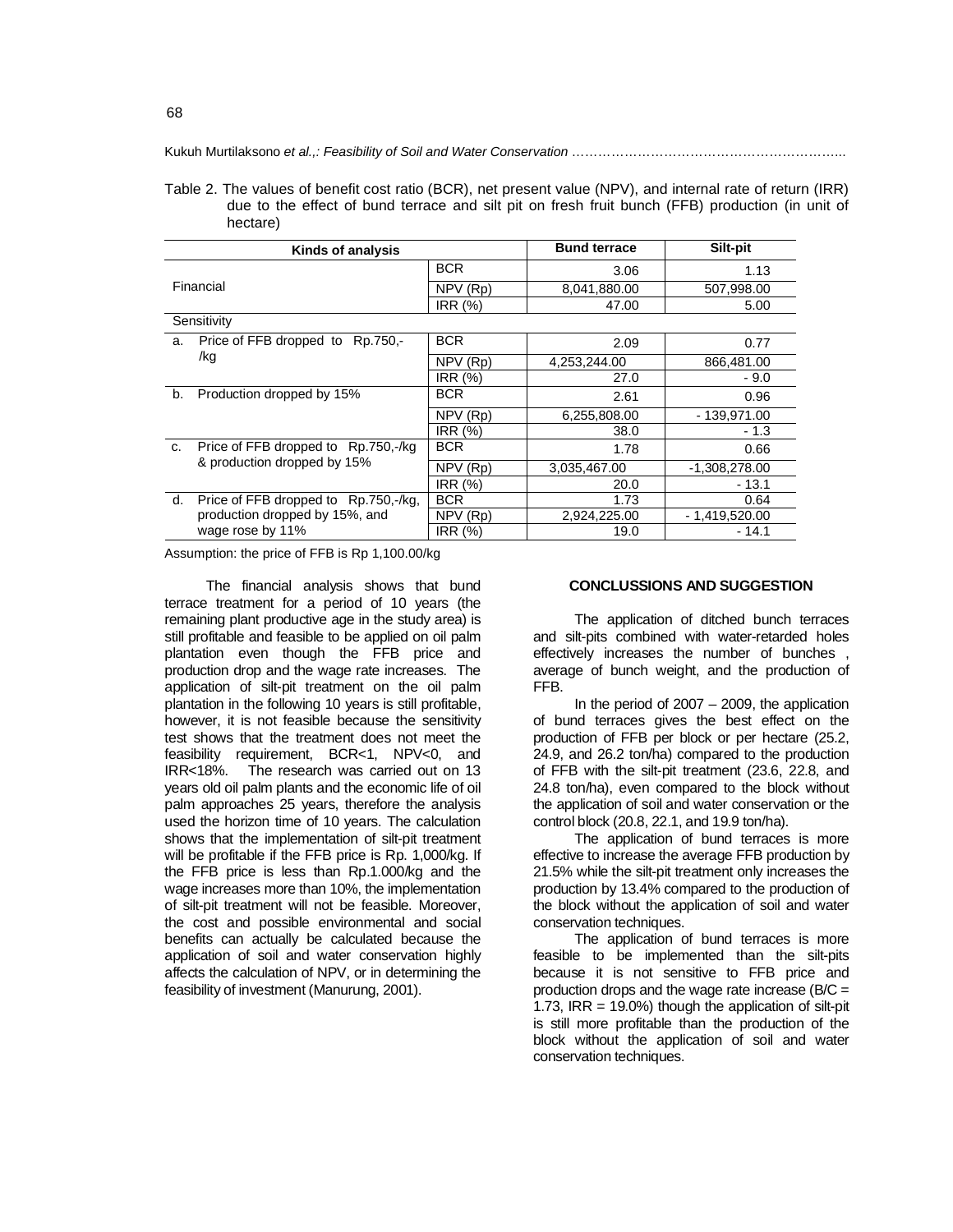Table 2. The values of benefit cost ratio (BCR), net present value (NPV), and internal rate of return (IRR) due to the effect of bund terrace and silt pit on fresh fruit bunch (FFB) production (in unit of hectare)

| Kinds of analysis | | Bund terrace | Silt-pit |
|---|---|---|---|
| Financial | BCR | 3.06 | 1.13 |
| | NPV (Rp) | 8,041,880.00 | 507,998.00 |
| | IRR (%) | 47.00 | 5.00 |
| Sensitivity | | | |
| a. Price of FFB dropped to Rp.750,-/kg | BCR | 2.09 | 0.77 |
| | NPV (Rp) | 4,253,244.00 | 866,481.00 |
| | IRR (%) | 27.0 | - 9.0 |
| b. Production dropped by 15% | BCR | 2.61 | 0.96 |
| | NPV (Rp) | 6,255,808.00 | - 139,971.00 |
| | IRR (%) | 38.0 | - 1.3 |
| c. Price of FFB dropped to Rp.750,-/kg & production dropped by 15% | BCR | 1.78 | 0.66 |
| | NPV (Rp) | 3,035,467.00 | -1,308,278.00 |
| | IRR (%) | 20.0 | - 13.1 |
| d. Price of FFB dropped to Rp.750,-/kg, production dropped by 15%, and wage rose by 11% | BCR | 1.73 | 0.64 |
| | NPV (Rp) | 2,924,225.00 | - 1,419,520.00 |
| | IRR (%) | 19.0 | - 14.1 |

Assumption: the price of FFB is Rp 1,100.00/kg

The financial analysis shows that bund terrace treatment for a period of 10 years (the remaining plant productive age in the study area) is still profitable and feasible to be applied on oil palm plantation even though the FFB price and production drop and the wage rate increases. The application of silt-pit treatment on the oil palm plantation in the following 10 years is still profitable, however, it is not feasible because the sensitivity test shows that the treatment does not meet the feasibility requirement, BCR<1, NPV<0, and IRR<18%. The research was carried out on 13 years old oil palm plants and the economic life of oil palm approaches 25 years, therefore the analysis used the horizon time of 10 years. The calculation shows that the implementation of silt-pit treatment will be profitable if the FFB price is Rp. 1,000/kg. If the FFB price is less than Rp.1.000/kg and the wage increases more than 10%, the implementation of silt-pit treatment will not be feasible. Moreover, the cost and possible environmental and social benefits can actually be calculated because the application of soil and water conservation highly affects the calculation of NPV, or in determining the feasibility of investment (Manurung, 2001).

## CONCLUSSIONS AND SUGGESTION

The application of ditched bunch terraces and silt-pits combined with water-retarded holes effectively increases the number of bunches , average of bunch weight, and the production of FFB.

In the period of 2007 – 2009, the application of bund terraces gives the best effect on the production of FFB per block or per hectare (25.2, 24.9, and 26.2 ton/ha) compared to the production of FFB with the silt-pit treatment (23.6, 22.8, and 24.8 ton/ha), even compared to the block without the application of soil and water conservation or the control block (20.8, 22.1, and 19.9 ton/ha).

The application of bund terraces is more effective to increase the average FFB production by 21.5% while the silt-pit treatment only increases the production by 13.4% compared to the production of the block without the application of soil and water conservation techniques.

The application of bund terraces is more feasible to be implemented than the silt-pits because it is not sensitive to FFB price and production drops and the wage rate increase (B/C = 1.73, IRR = 19.0%) though the application of silt-pit is still more profitable than the production of the block without the application of soil and water conservation techniques.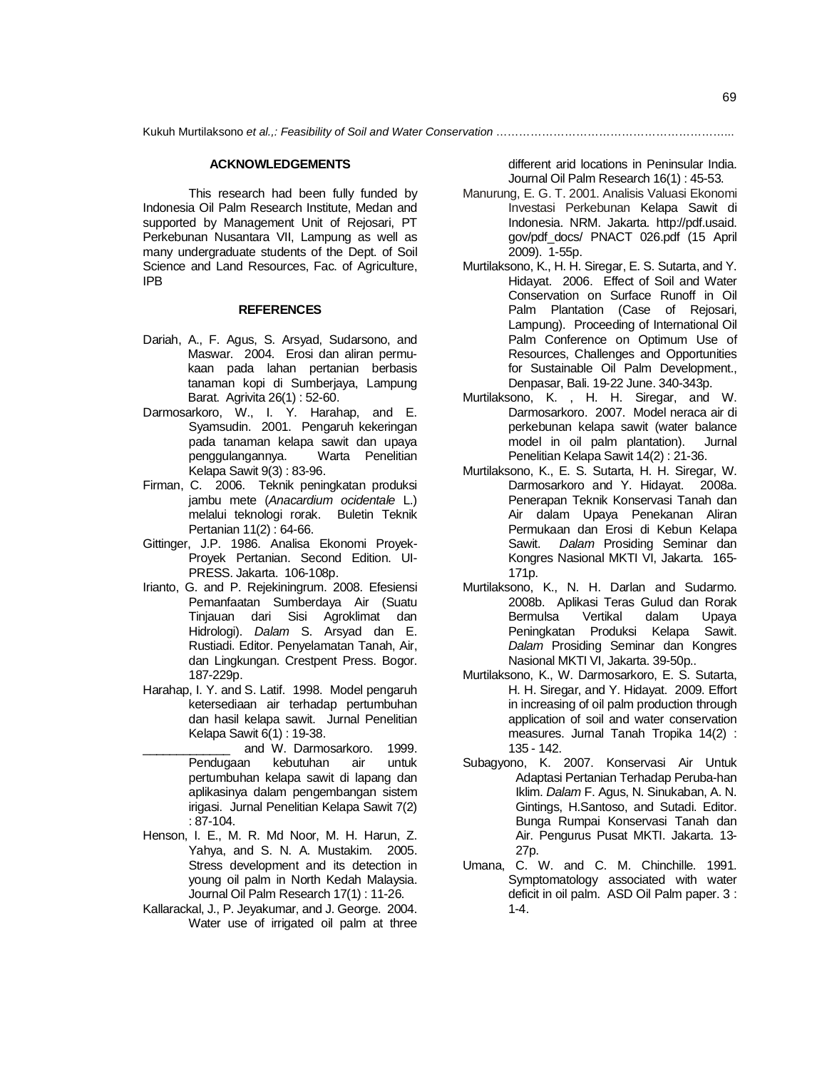## ACKNOWLEDGEMENTS

This research had been fully funded by Indonesia Oil Palm Research Institute, Medan and supported by Management Unit of Rejosari, PT Perkebunan Nusantara VII, Lampung as well as many undergraduate students of the Dept. of Soil Science and Land Resources, Fac. of Agriculture, IPB

## REFERENCES

Dariah, A., F. Agus, S. Arsyad, Sudarsono, and Maswar. 2004. Erosi dan aliran permukaan pada lahan pertanian berbasis tanaman kopi di Sumberjaya, Lampung Barat. Agrivita 26(1) : 52-60.

Darmosarkoro, W., I. Y. Harahap, and E. Syamsudin. 2001. Pengaruh kekeringan pada tanaman kelapa sawit dan upaya penggulangannya. Warta Penelitian Kelapa Sawit 9(3) : 83-96.

Firman, C. 2006. Teknik peningkatan produksi jambu mete (*Anacardium ocidentale* L.) melalui teknologi rorak. Buletin Teknik Pertanian 11(2) : 64-66.

Gittinger, J.P. 1986. Analisa Ekonomi Proyek-Proyek Pertanian. Second Edition. UI-PRESS. Jakarta. 106-108p.

Irianto, G. and P. Rejekiningrum. 2008. Efesiensi Pemanfaatan Sumberdaya Air (Suatu Tinjauan dari Sisi Agroklimat dan Hidrologi). *Dalam* S. Arsyad dan E. Rustiadi. Editor. Penyelamatan Tanah, Air, dan Lingkungan. Crestpent Press. Bogor. 187-229p.

Harahap, I. Y. and S. Latif. 1998. Model pengaruh ketersediaan air terhadap pertumbuhan dan hasil kelapa sawit. Jurnal Penelitian Kelapa Sawit 6(1) : 19-38.

_____________ and W. Darmosarkoro. 1999. Pendugaan kebutuhan air untuk pertumbuhan kelapa sawit di lapang dan aplikasinya dalam pengembangan sistem irigasi. Jurnal Penelitian Kelapa Sawit 7(2) : 87-104.

Henson, I. E., M. R. Md Noor, M. H. Harun, Z. Yahya, and S. N. A. Mustakim. 2005. Stress development and its detection in young oil palm in North Kedah Malaysia. Journal Oil Palm Research 17(1) : 11-26.

Kallarackal, J., P. Jeyakumar, and J. George. 2004. Water use of irrigated oil palm at three different arid locations in Peninsular India. Journal Oil Palm Research 16(1) : 45-53.

Manurung, E. G. T. 2001. Analisis Valuasi Ekonomi Investasi Perkebunan Kelapa Sawit di Indonesia. NRM. Jakarta. http://pdf.usaid.gov/pdf_docs/ PNACT 026.pdf (15 April 2009). 1-55p.

Murtilaksono, K., H. H. Siregar, E. S. Sutarta, and Y. Hidayat. 2006. Effect of Soil and Water Conservation on Surface Runoff in Oil Palm Plantation (Case of Rejosari, Lampung). Proceeding of International Oil Palm Conference on Optimum Use of Resources, Challenges and Opportunities for Sustainable Oil Palm Development., Denpasar, Bali. 19-22 June. 340-343p.

Murtilaksono, K. , H. H. Siregar, and W. Darmosarkoro. 2007. Model neraca air di perkebunan kelapa sawit (water balance model in oil palm plantation). Jurnal Penelitian Kelapa Sawit 14(2) : 21-36.

Murtilaksono, K., E. S. Sutarta, H. H. Siregar, W. Darmosarkoro and Y. Hidayat. 2008a. Penerapan Teknik Konservasi Tanah dan Air dalam Upaya Penekanan Aliran Permukaan dan Erosi di Kebun Kelapa Sawit. *Dalam* Prosiding Seminar dan Kongres Nasional MKTI VI, Jakarta. 165-171p.

Murtilaksono, K., N. H. Darlan and Sudarmo. 2008b. Aplikasi Teras Gulud dan Rorak Bermulsa Vertikal dalam Upaya Peningkatan Produksi Kelapa Sawit. *Dalam* Prosiding Seminar dan Kongres Nasional MKTI VI, Jakarta. 39-50p..

Murtilaksono, K., W. Darmosarkoro, E. S. Sutarta, H. H. Siregar, and Y. Hidayat. 2009. Effort in increasing of oil palm production through application of soil and water conservation measures. Jurnal Tanah Tropika 14(2) : 135 - 142.

Subagyono, K. 2007. Konservasi Air Untuk Adaptasi Pertanian Terhadap Peruba-han Iklim. *Dalam* F. Agus, N. Sinukaban, A. N. Gintings, H.Santoso, and Sutadi. Editor. Bunga Rumpai Konservasi Tanah dan Air. Pengurus Pusat MKTI. Jakarta. 13-27p.

Umana, C. W. and C. M. Chinchille. 1991. Symptomatology associated with water deficit in oil palm. ASD Oil Palm paper. 3 : 1-4.